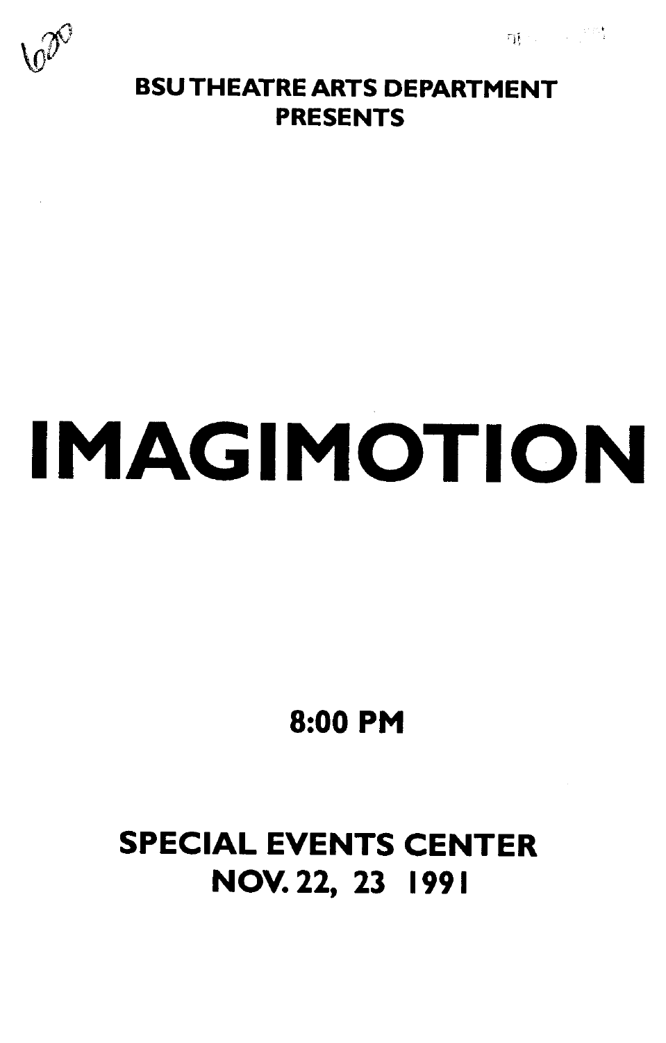**BSU THEATRE ARTS DEPARTMENT PRESENTS**

# IMAGIMOTION

**8:00 PM**

**SPECIAL EVENTS CENTER**
**NOV. 22, 23 1991**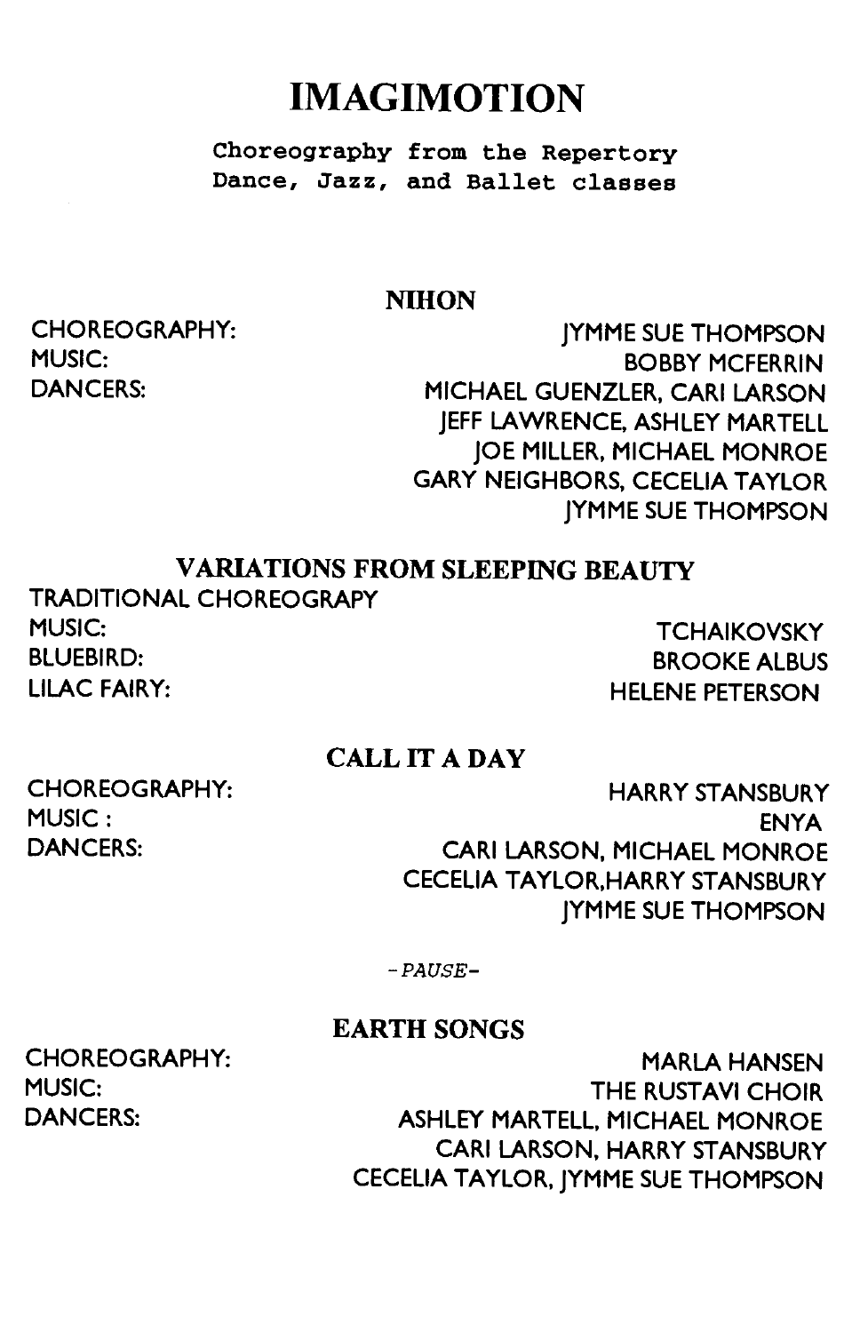# IMAGIMOTION

Choreography from the Repertory
Dance, Jazz, and Ballet classes

## NIHON

CHOREOGRAPHY: JYMME SUE THOMPSON
MUSIC: BOBBY MCFERRIN
DANCERS: MICHAEL GUENZLER, CARI LARSON
JEFF LAWRENCE, ASHLEY MARTELL
JOE MILLER, MICHAEL MONROE
GARY NEIGHBORS, CECELIA TAYLOR
JYMME SUE THOMPSON

## VARIATIONS FROM SLEEPING BEAUTY

TRADITIONAL CHOREOGRAPY
MUSIC: TCHAIKOVSKY
BLUEBIRD: BROOKE ALBUS
LILAC FAIRY: HELENE PETERSON

## CALL IT A DAY

CHOREOGRAPHY: HARRY STANSBURY
MUSIC : ENYA
DANCERS: CARI LARSON, MICHAEL MONROE
CECELIA TAYLOR,HARRY STANSBURY
JYMME SUE THOMPSON

*-PAUSE-*

## EARTH SONGS

CHOREOGRAPHY: MARLA HANSEN
MUSIC: THE RUSTAVI CHOIR
DANCERS: ASHLEY MARTELL, MICHAEL MONROE
CARI LARSON, HARRY STANSBURY
CECELIA TAYLOR, JYMME SUE THOMPSON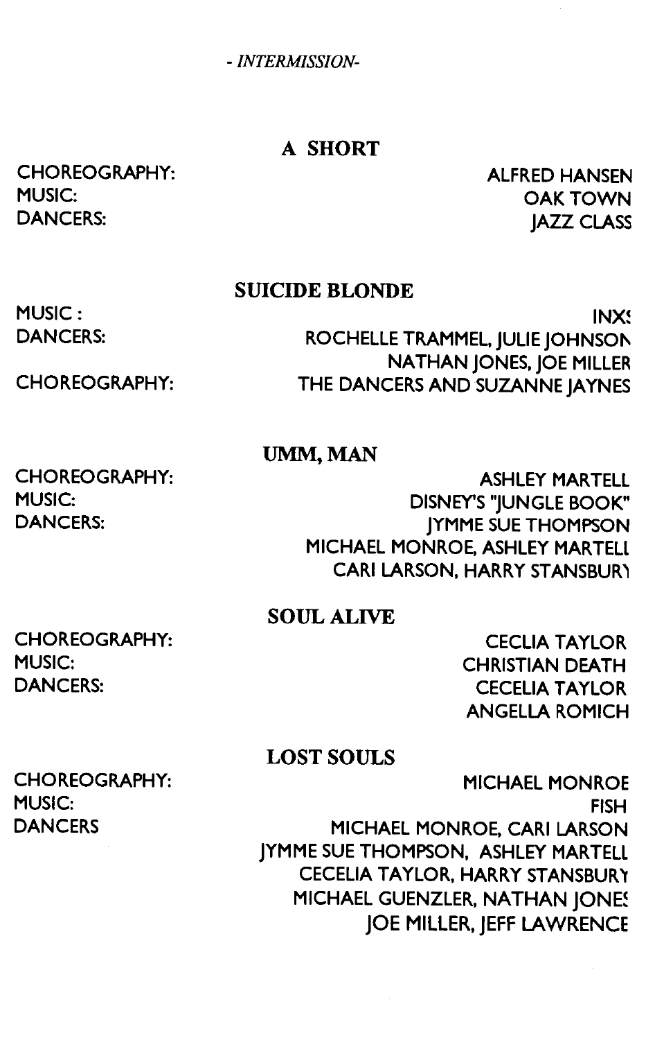*- INTERMISSION-*

## A SHORT

CHOREOGRAPHY: ALFRED HANSEN
MUSIC: OAK TOWN
DANCERS: JAZZ CLASS

## SUICIDE BLONDE

MUSIC : INXS
DANCERS: ROCHELLE TRAMMEL, JULIE JOHNSON
NATHAN JONES, JOE MILLER
CHOREOGRAPHY: THE DANCERS AND SUZANNE JAYNES

## UMM, MAN

CHOREOGRAPHY: ASHLEY MARTELL
MUSIC: DISNEY'S "JUNGLE BOOK"
DANCERS: JYMME SUE THOMPSON
MICHAEL MONROE, ASHLEY MARTELL
CARI LARSON, HARRY STANSBURY

## SOUL ALIVE

CHOREOGRAPHY: CECLIA TAYLOR
MUSIC: CHRISTIAN DEATH
DANCERS: CECELIA TAYLOR
ANGELLA ROMICH

## LOST SOULS

CHOREOGRAPHY: MICHAEL MONROE
MUSIC: FISH
DANCERS MICHAEL MONROE, CARI LARSON
JYMME SUE THOMPSON, ASHLEY MARTELL
CECELIA TAYLOR, HARRY STANSBURY
MICHAEL GUENZLER, NATHAN JONES
JOE MILLER, JEFF LAWRENCE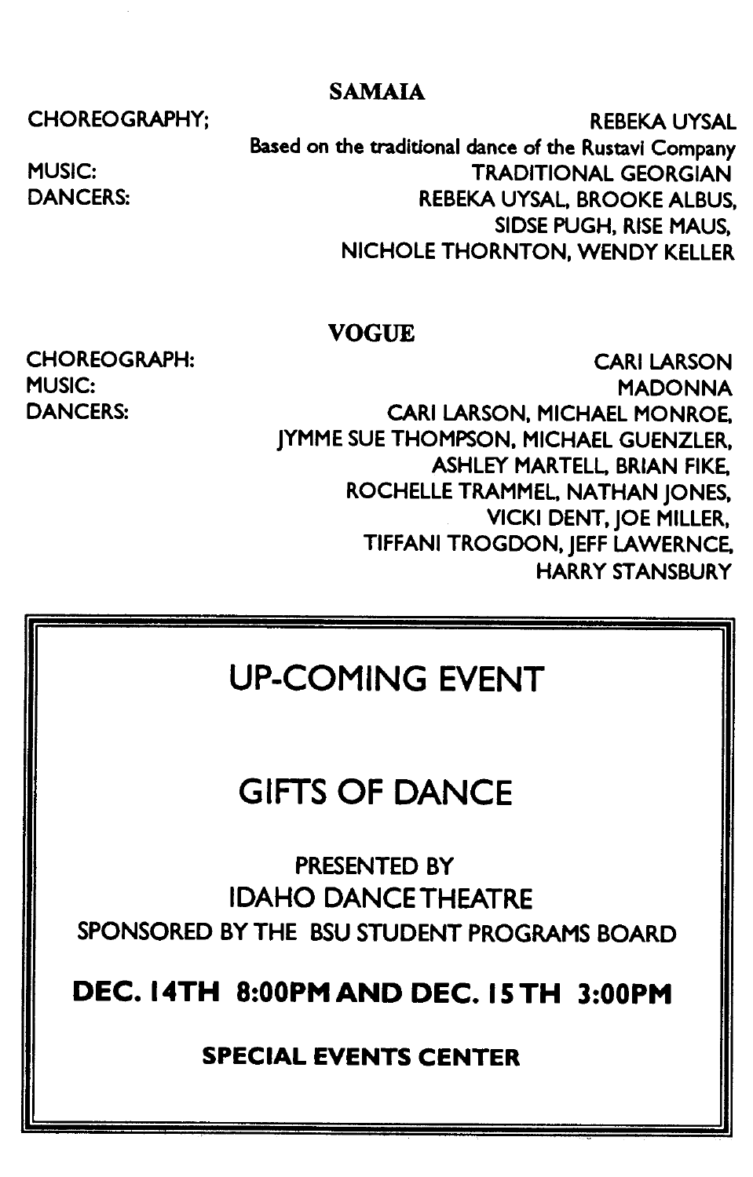## SAMAIA

CHOREOGRAPHY; REBEKA UYSAL

Based on the traditional dance of the Rustavi Company

MUSIC: TRADITIONAL GEORGIAN

DANCERS: REBEKA UYSAL, BROOKE ALBUS, SIDSE PUGH, RISE MAUS, NICHOLE THORNTON, WENDY KELLER

## VOGUE

CHOREOGRAPH: CARI LARSON

MUSIC: MADONNA

DANCERS: CARI LARSON, MICHAEL MONROE, JYMME SUE THOMPSON, MICHAEL GUENZLER, ASHLEY MARTELL, BRIAN FIKE, ROCHELLE TRAMMEL, NATHAN JONES, VICKI DENT, JOE MILLER, TIFFANI TROGDON, JEFF LAWERNCE, HARRY STANSBURY

# UP-COMING EVENT

# GIFTS OF DANCE

PRESENTED BY

IDAHO DANCE THEATRE

SPONSORED BY THE BSU STUDENT PROGRAMS BOARD

**DEC. 14TH 8:00PM AND DEC. 15TH 3:00PM**

**SPECIAL EVENTS CENTER**